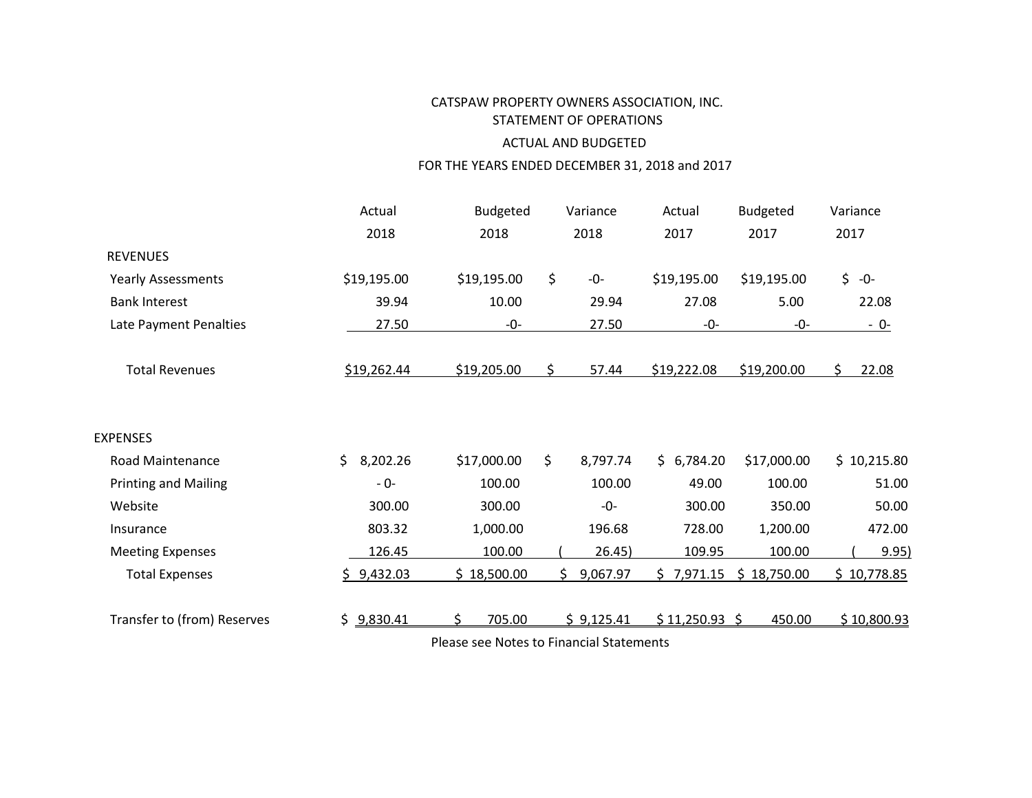CATSPAW PROPERTY OWNERS ASSOCIATION, INC.

STATEMENT OF OPERATIONS

ACTUAL AND BUDGETED

FOR THE YEARS ENDED DECEMBER 31, 2018 and 2017

| | Actual 2018 | Budgeted 2018 | Variance 2018 | Actual 2017 | Budgeted 2017 | Variance 2017 |
|---|---|---|---|---|---|---|
| REVENUES | | | | | | |
| Yearly Assessments | $19,195.00 | $19,195.00 | $ -0- | $19,195.00 | $19,195.00 | $ -0- |
| Bank Interest | 39.94 | 10.00 | 29.94 | 27.08 | 5.00 | 22.08 |
| Late Payment Penalties | 27.50 | -0- | 27.50 | -0- | -0- | - 0- |
| Total Revenues | $19,262.44 | $19,205.00 | $ 57.44 | $19,222.08 | $19,200.00 | $ 22.08 |
| EXPENSES | | | | | | |
| Road Maintenance | $ 8,202.26 | $17,000.00 | $ 8,797.74 | $ 6,784.20 | $17,000.00 | $ 10,215.80 |
| Printing and Mailing | - 0- | 100.00 | 100.00 | 49.00 | 100.00 | 51.00 |
| Website | 300.00 | 300.00 | -0- | 300.00 | 350.00 | 50.00 |
| Insurance | 803.32 | 1,000.00 | 196.68 | 728.00 | 1,200.00 | 472.00 |
| Meeting Expenses | 126.45 | 100.00 | ( 26.45) | 109.95 | 100.00 | ( 9.95) |
| Total Expenses | $ 9,432.03 | $ 18,500.00 | $ 9,067.97 | $ 7,971.15 | $ 18,750.00 | $ 10,778.85 |
| Transfer to (from) Reserves | $ 9,830.41 | $ 705.00 | $ 9,125.41 | $ 11,250.93 | $ 450.00 | $ 10,800.93 |

Please see Notes to Financial Statements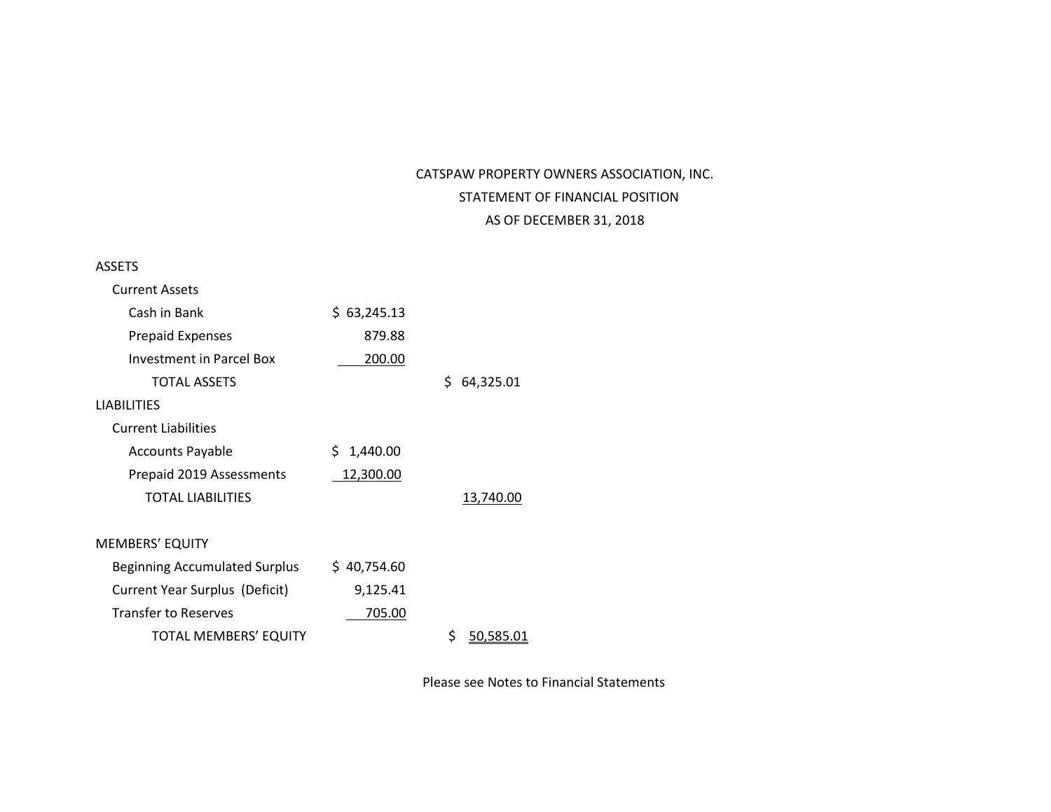# CATSPAW PROPERTY OWNERS ASSOCIATION, INC.

## STATEMENT OF FINANCIAL POSITION

### AS OF DECEMBER 31, 2018

| | | |
|---|---|---|
| **ASSETS** | | |
| Current Assets | | |
| Cash in Bank | $ 63,245.13 | |
| Prepaid Expenses | 879.88 | |
| Investment in Parcel Box | 200.00 | |
| TOTAL ASSETS | | $ 64,325.01 |
| **LIABILITIES** | | |
| Current Liabilities | | |
| Accounts Payable | $ 1,440.00 | |
| Prepaid 2019 Assessments | 12,300.00 | |
| TOTAL LIABILITIES | | 13,740.00 |
| | | |
| **MEMBERS' EQUITY** | | |
| Beginning Accumulated Surplus | $ 40,754.60 | |
| Current Year Surplus (Deficit) | 9,125.41 | |
| Transfer to Reserves | 705.00 | |
| TOTAL MEMBERS' EQUITY | | $ 50,585.01 |

Please see Notes to Financial Statements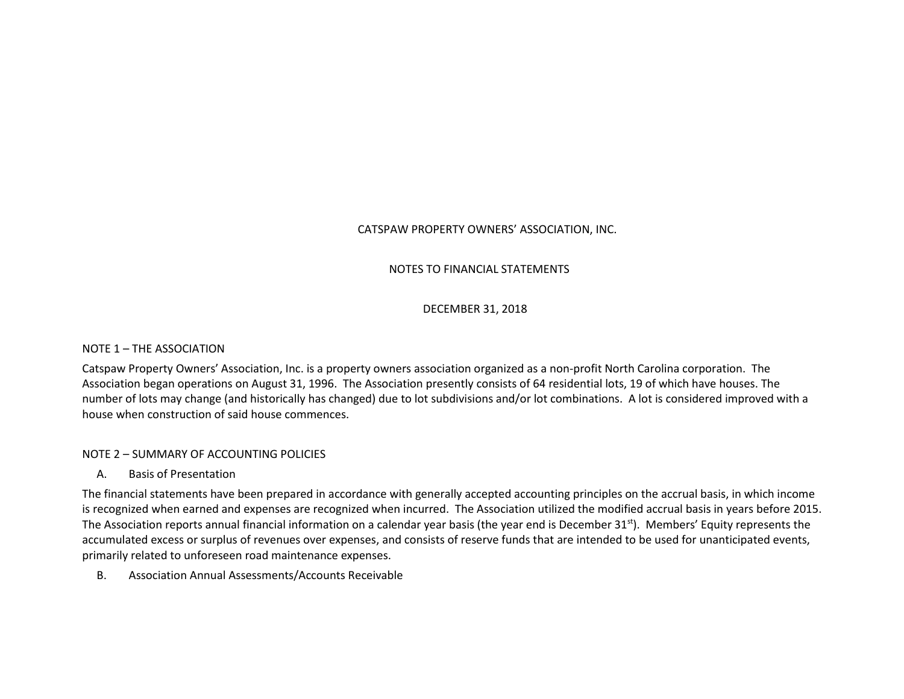# CATSPAW PROPERTY OWNERS' ASSOCIATION, INC.

## NOTES TO FINANCIAL STATEMENTS

## DECEMBER 31, 2018

### NOTE 1 – THE ASSOCIATION

Catspaw Property Owners' Association, Inc. is a property owners association organized as a non-profit North Carolina corporation. The Association began operations on August 31, 1996. The Association presently consists of 64 residential lots, 19 of which have houses. The number of lots may change (and historically has changed) due to lot subdivisions and/or lot combinations. A lot is considered improved with a house when construction of said house commences.

### NOTE 2 – SUMMARY OF ACCOUNTING POLICIES

A. Basis of Presentation

The financial statements have been prepared in accordance with generally accepted accounting principles on the accrual basis, in which income is recognized when earned and expenses are recognized when incurred. The Association utilized the modified accrual basis in years before 2015. The Association reports annual financial information on a calendar year basis (the year end is December 31st). Members' Equity represents the accumulated excess or surplus of revenues over expenses, and consists of reserve funds that are intended to be used for unanticipated events, primarily related to unforeseen road maintenance expenses.

B. Association Annual Assessments/Accounts Receivable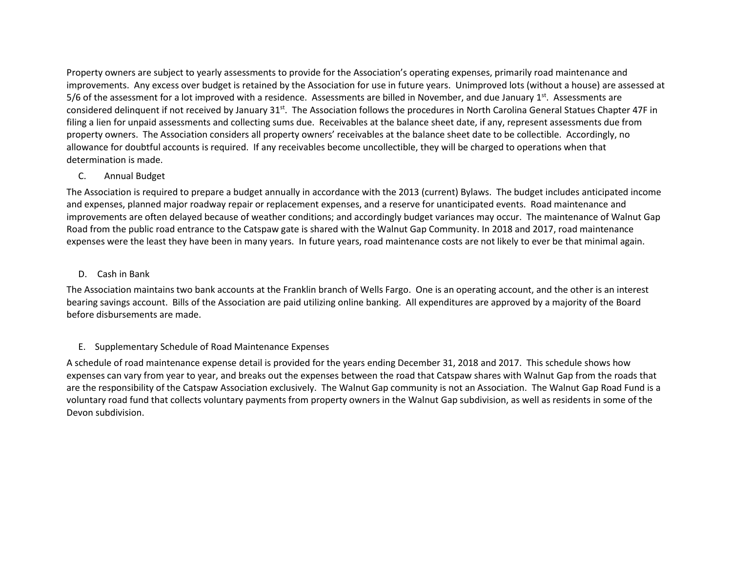Property owners are subject to yearly assessments to provide for the Association's operating expenses, primarily road maintenance and improvements. Any excess over budget is retained by the Association for use in future years. Unimproved lots (without a house) are assessed at 5/6 of the assessment for a lot improved with a residence. Assessments are billed in November, and due January 1st. Assessments are considered delinquent if not received by January 31st. The Association follows the procedures in North Carolina General Statues Chapter 47F in filing a lien for unpaid assessments and collecting sums due. Receivables at the balance sheet date, if any, represent assessments due from property owners. The Association considers all property owners' receivables at the balance sheet date to be collectible. Accordingly, no allowance for doubtful accounts is required. If any receivables become uncollectible, they will be charged to operations when that determination is made.

C. Annual Budget

The Association is required to prepare a budget annually in accordance with the 2013 (current) Bylaws. The budget includes anticipated income and expenses, planned major roadway repair or replacement expenses, and a reserve for unanticipated events. Road maintenance and improvements are often delayed because of weather conditions; and accordingly budget variances may occur. The maintenance of Walnut Gap Road from the public road entrance to the Catspaw gate is shared with the Walnut Gap Community. In 2018 and 2017, road maintenance expenses were the least they have been in many years. In future years, road maintenance costs are not likely to ever be that minimal again.

D. Cash in Bank

The Association maintains two bank accounts at the Franklin branch of Wells Fargo. One is an operating account, and the other is an interest bearing savings account. Bills of the Association are paid utilizing online banking. All expenditures are approved by a majority of the Board before disbursements are made.

E. Supplementary Schedule of Road Maintenance Expenses

A schedule of road maintenance expense detail is provided for the years ending December 31, 2018 and 2017. This schedule shows how expenses can vary from year to year, and breaks out the expenses between the road that Catspaw shares with Walnut Gap from the roads that are the responsibility of the Catspaw Association exclusively. The Walnut Gap community is not an Association. The Walnut Gap Road Fund is a voluntary road fund that collects voluntary payments from property owners in the Walnut Gap subdivision, as well as residents in some of the Devon subdivision.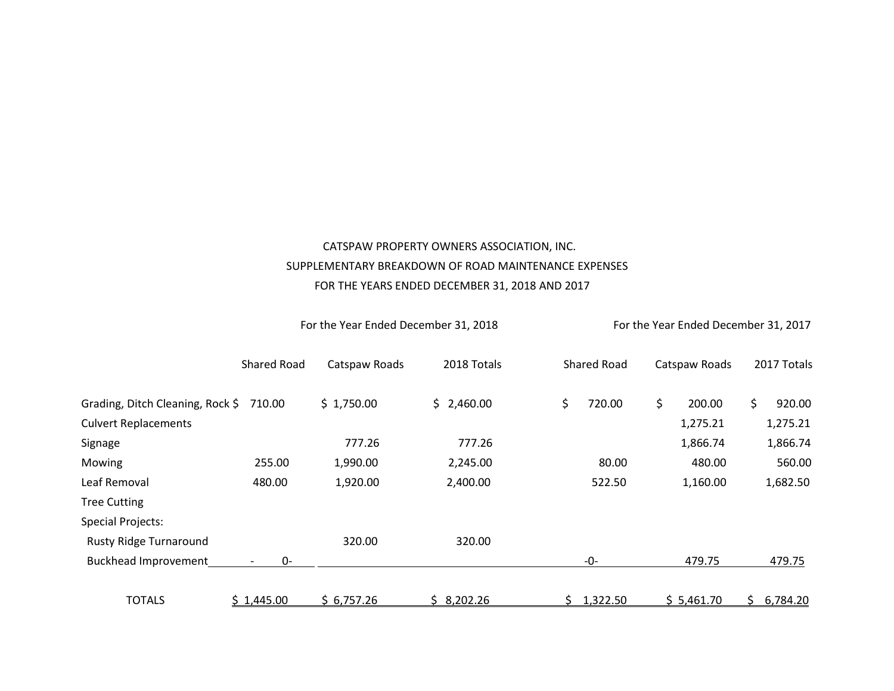CATSPAW PROPERTY OWNERS ASSOCIATION, INC.

SUPPLEMENTARY BREAKDOWN OF ROAD MAINTENANCE EXPENSES

FOR THE YEARS ENDED DECEMBER 31, 2018 AND 2017

| | For the Year Ended December 31, 2018 | | | For the Year Ended December 31, 2017 | | |
|---|---|---|---|---|---|---|
| | Shared Road | Catspaw Roads | 2018 Totals | Shared Road | Catspaw Roads | 2017 Totals |
| Grading, Ditch Cleaning, Rock | $ 710.00 | $ 1,750.00 | $ 2,460.00 | $ 720.00 | $ 200.00 | $ 920.00 |
| Culvert Replacements | | | | | 1,275.21 | 1,275.21 |
| Signage | | 777.26 | 777.26 | | 1,866.74 | 1,866.74 |
| Mowing | 255.00 | 1,990.00 | 2,245.00 | 80.00 | 480.00 | 560.00 |
| Leaf Removal | 480.00 | 1,920.00 | 2,400.00 | 522.50 | 1,160.00 | 1,682.50 |
| Tree Cutting | | | | | | |
| Special Projects: | | | | | | |
| Rusty Ridge Turnaround | | 320.00 | 320.00 | | | |
| Buckhead Improvement | -0- | | | -0- | 479.75 | 479.75 |
| TOTALS | $ 1,445.00 | $ 6,757.26 | $ 8,202.26 | $ 1,322.50 | $ 5,461.70 | $ 6,784.20 |